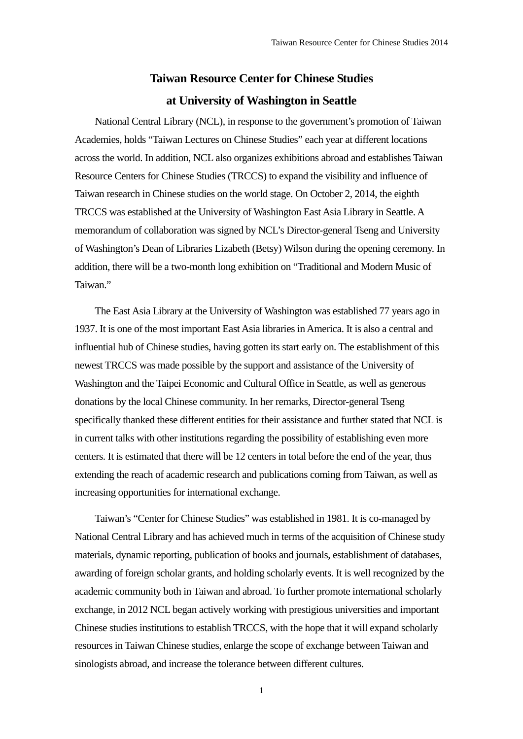# Taiwan Resource Center for Chinese Studies at University of Washington in Seattle

National Central Library (NCL), in response to the government's promotion of Taiwan Academies, holds "Taiwan Lectures on Chinese Studies" each year at different locations across the world. In addition, NCL also organizes exhibitions abroad and establishes Taiwan Resource Centers for Chinese Studies (TRCCS) to expand the visibility and influence of Taiwan research in Chinese studies on the world stage. On October 2, 2014, the eighth TRCCS was established at the University of Washington East Asia Library in Seattle. A memorandum of collaboration was signed by NCL's Director-general Tseng and University of Washington's Dean of Libraries Lizabeth (Betsy) Wilson during the opening ceremony. In addition, there will be a two-month long exhibition on "Traditional and Modern Music of Taiwan."

The East Asia Library at the University of Washington was established 77 years ago in 1937. It is one of the most important East Asia libraries in America. It is also a central and influential hub of Chinese studies, having gotten its start early on. The establishment of this newest TRCCS was made possible by the support and assistance of the University of Washington and the Taipei Economic and Cultural Office in Seattle, as well as generous donations by the local Chinese community. In her remarks, Director-general Tseng specifically thanked these different entities for their assistance and further stated that NCL is in current talks with other institutions regarding the possibility of establishing even more centers. It is estimated that there will be 12 centers in total before the end of the year, thus extending the reach of academic research and publications coming from Taiwan, as well as increasing opportunities for international exchange.

Taiwan's "Center for Chinese Studies" was established in 1981. It is co-managed by National Central Library and has achieved much in terms of the acquisition of Chinese study materials, dynamic reporting, publication of books and journals, establishment of databases, awarding of foreign scholar grants, and holding scholarly events. It is well recognized by the academic community both in Taiwan and abroad. To further promote international scholarly exchange, in 2012 NCL began actively working with prestigious universities and important Chinese studies institutions to establish TRCCS, with the hope that it will expand scholarly resources in Taiwan Chinese studies, enlarge the scope of exchange between Taiwan and sinologists abroad, and increase the tolerance between different cultures.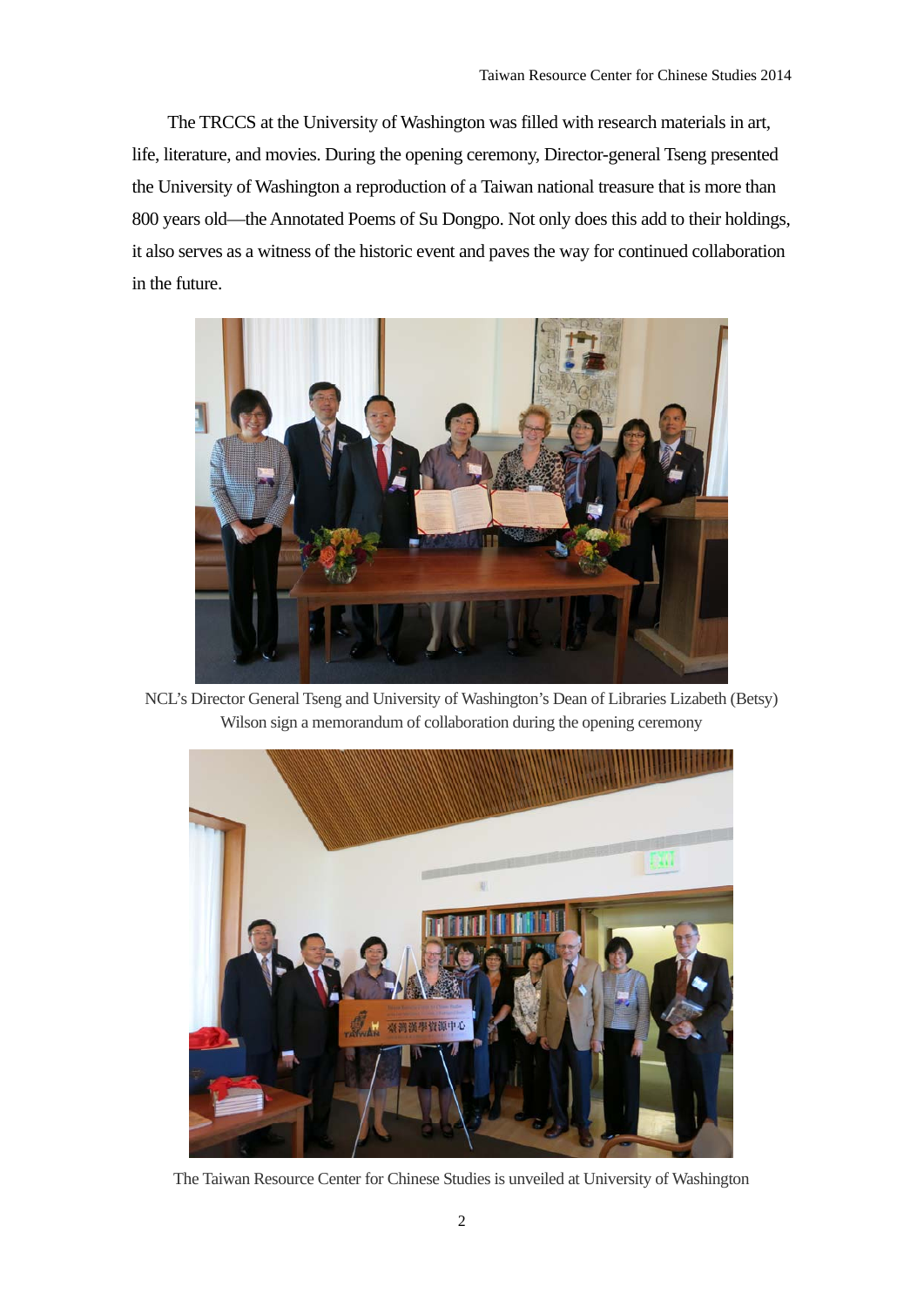The TRCCS at the University of Washington was filled with research materials in art, life, literature, and movies. During the opening ceremony, Director-general Tseng presented the University of Washington a reproduction of a Taiwan national treasure that is more than 800 years old—the Annotated Poems of Su Dongpo. Not only does this add to their holdings, it also serves as a witness of the historic event and paves the way for continued collaboration in the future.

NCL's Director General Tseng and University of Washington's Dean of Libraries Lizabeth (Betsy) Wilson sign a memorandum of collaboration during the opening ceremony

The Taiwan Resource Center for Chinese Studies is unveiled at University of Washington